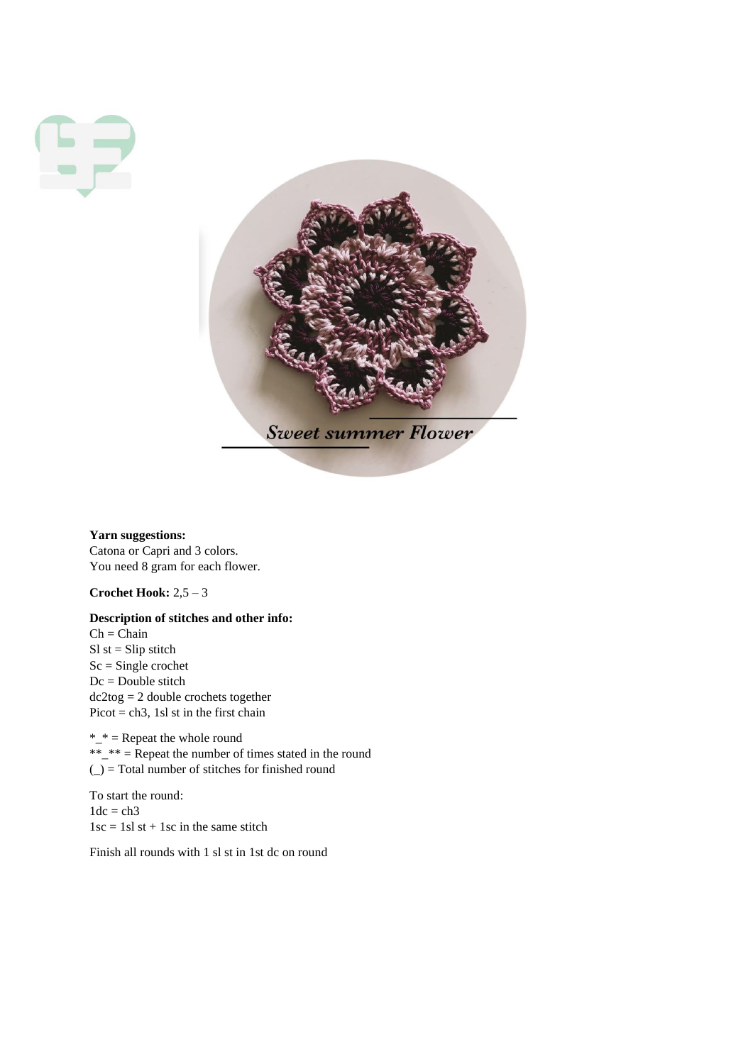Sweet summer Flower

**Yarn suggestions:**
Catona or Capri and 3 colors.
You need 8 gram for each flower.

**Crochet Hook:** 2,5 – 3

**Description of stitches and other info:**
Ch = Chain
Sl st = Slip stitch
Sc = Single crochet
Dc = Double stitch
dc2tog = 2 double crochets together
Picot = ch3, 1sl st in the first chain

*_* = Repeat the whole round
**_** = Repeat the number of times stated in the round
(_) = Total number of stitches for finished round

To start the round:
1dc = ch3
1sc = 1sl st + 1sc in the same stitch

Finish all rounds with 1 sl st in 1st dc on round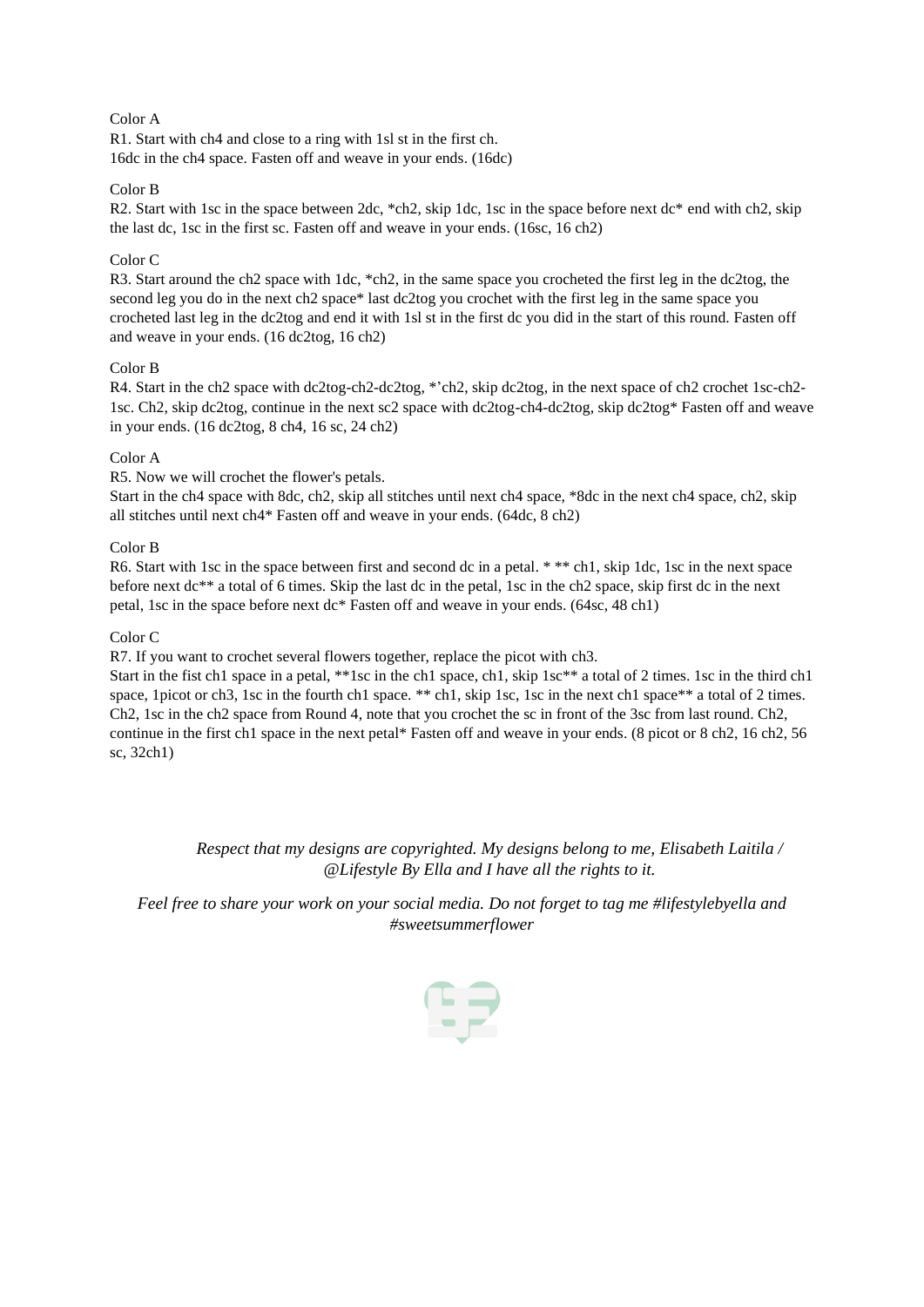Color A

R1. Start with ch4 and close to a ring with 1sl st in the first ch.
16dc in the ch4 space. Fasten off and weave in your ends. (16dc)

Color B

R2. Start with 1sc in the space between 2dc, *ch2, skip 1dc, 1sc in the space before next dc* end with ch2, skip the last dc, 1sc in the first sc. Fasten off and weave in your ends. (16sc, 16 ch2)

Color C

R3. Start around the ch2 space with 1dc, *ch2, in the same space you crocheted the first leg in the dc2tog, the second leg you do in the next ch2 space* last dc2tog you crochet with the first leg in the same space you crocheted last leg in the dc2tog and end it with 1sl st in the first dc you did in the start of this round. Fasten off and weave in your ends. (16 dc2tog, 16 ch2)

Color B

R4. Start in the ch2 space with dc2tog-ch2-dc2tog, *'ch2, skip dc2tog, in the next space of ch2 crochet 1sc-ch2-1sc. Ch2, skip dc2tog, continue in the next sc2 space with dc2tog-ch4-dc2tog, skip dc2tog* Fasten off and weave in your ends. (16 dc2tog, 8 ch4, 16 sc, 24 ch2)

Color A

R5. Now we will crochet the flower's petals.
Start in the ch4 space with 8dc, ch2, skip all stitches until next ch4 space, *8dc in the next ch4 space, ch2, skip all stitches until next ch4* Fasten off and weave in your ends. (64dc, 8 ch2)

Color B

R6. Start with 1sc in the space between first and second dc in a petal. * ** ch1, skip 1dc, 1sc in the next space before next dc** a total of 6 times. Skip the last dc in the petal, 1sc in the ch2 space, skip first dc in the next petal, 1sc in the space before next dc* Fasten off and weave in your ends. (64sc, 48 ch1)

Color C

R7. If you want to crochet several flowers together, replace the picot with ch3.
Start in the fist ch1 space in a petal, **1sc in the ch1 space, ch1, skip 1sc** a total of 2 times. 1sc in the third ch1 space, 1picot or ch3, 1sc in the fourth ch1 space. ** ch1, skip 1sc, 1sc in the next ch1 space** a total of 2 times. Ch2, 1sc in the ch2 space from Round 4, note that you crochet the sc in front of the 3sc from last round. Ch2, continue in the first ch1 space in the next petal* Fasten off and weave in your ends. (8 picot or 8 ch2, 16 ch2, 56 sc, 32ch1)

*Respect that my designs are copyrighted. My designs belong to me, Elisabeth Laitila / @Lifestyle By Ella and I have all the rights to it.*

*Feel free to share your work on your social media. Do not forget to tag me #lifestylebyella and #sweetsummerflower*